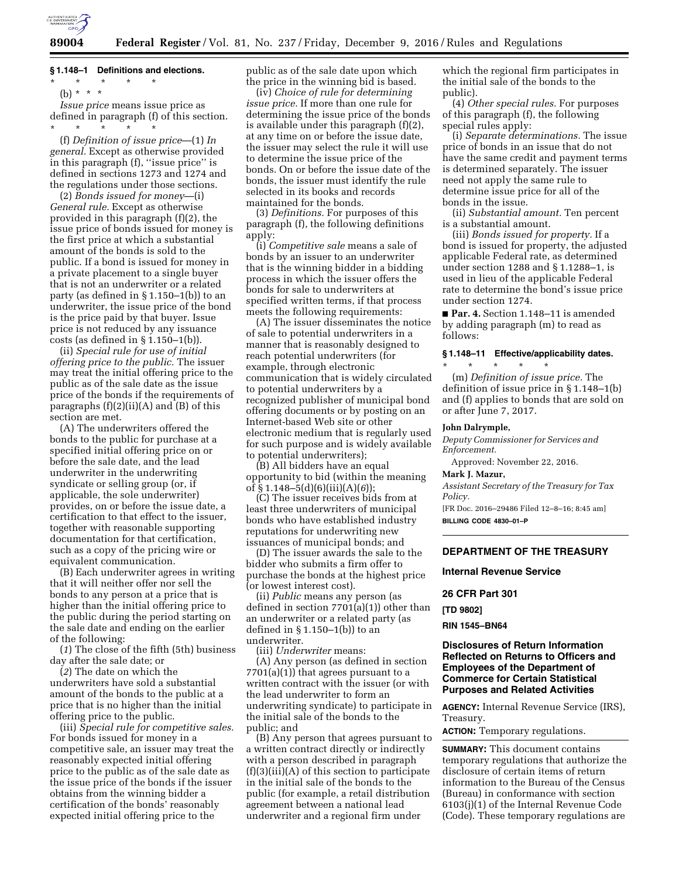### § 1.148–1 Definitions and elections.

\* \* \* \* \*

(b) \* \* \*

*Issue price* means issue price as defined in paragraph (f) of this section.

\* \* \* \* \*

(f) *Definition of issue price*—(1) *In general.* Except as otherwise provided in this paragraph (f), "issue price" is defined in sections 1273 and 1274 and the regulations under those sections.

(2) *Bonds issued for money*—(i) *General rule.* Except as otherwise provided in this paragraph (f)(2), the issue price of bonds issued for money is the first price at which a substantial amount of the bonds is sold to the public. If a bond is issued for money in a private placement to a single buyer that is not an underwriter or a related party (as defined in § 1.150–1(b)) to an underwriter, the issue price of the bond is the price paid by that buyer. Issue price is not reduced by any issuance costs (as defined in § 1.150–1(b)).

(ii) *Special rule for use of initial offering price to the public.* The issuer may treat the initial offering price to the public as of the sale date as the issue price of the bonds if the requirements of paragraphs (f)(2)(ii)(A) and (B) of this section are met.

(A) The underwriters offered the bonds to the public for purchase at a specified initial offering price on or before the sale date, and the lead underwriter in the underwriting syndicate or selling group (or, if applicable, the sole underwriter) provides, on or before the issue date, a certification to that effect to the issuer, together with reasonable supporting documentation for that certification, such as a copy of the pricing wire or equivalent communication.

(B) Each underwriter agrees in writing that it will neither offer nor sell the bonds to any person at a price that is higher than the initial offering price to the public during the period starting on the sale date and ending on the earlier of the following:

(*1*) The close of the fifth (5th) business day after the sale date; or

(*2*) The date on which the underwriters have sold a substantial amount of the bonds to the public at a price that is no higher than the initial offering price to the public.

(iii) *Special rule for competitive sales.* For bonds issued for money in a competitive sale, an issuer may treat the reasonably expected initial offering price to the public as of the sale date as the issue price of the bonds if the issuer obtains from the winning bidder a certification of the bonds' reasonably expected initial offering price to the public as of the sale date upon which the price in the winning bid is based.

(iv) *Choice of rule for determining issue price.* If more than one rule for determining the issue price of the bonds is available under this paragraph (f)(2), at any time on or before the issue date, the issuer may select the rule it will use to determine the issue price of the bonds. On or before the issue date of the bonds, the issuer must identify the rule selected in its books and records maintained for the bonds.

(3) *Definitions.* For purposes of this paragraph (f), the following definitions apply:

(i) *Competitive sale* means a sale of bonds by an issuer to an underwriter that is the winning bidder in a bidding process in which the issuer offers the bonds for sale to underwriters at specified written terms, if that process meets the following requirements:

(A) The issuer disseminates the notice of sale to potential underwriters in a manner that is reasonably designed to reach potential underwriters (for example, through electronic communication that is widely circulated to potential underwriters by a recognized publisher of municipal bond offering documents or by posting on an Internet-based Web site or other electronic medium that is regularly used for such purpose and is widely available to potential underwriters);

(B) All bidders have an equal opportunity to bid (within the meaning of § 1.148–5(d)(6)(iii)(A)(*6*));

(C) The issuer receives bids from at least three underwriters of municipal bonds who have established industry reputations for underwriting new issuances of municipal bonds; and

(D) The issuer awards the sale to the bidder who submits a firm offer to purchase the bonds at the highest price (or lowest interest cost).

(ii) *Public* means any person (as defined in section 7701(a)(1)) other than an underwriter or a related party (as defined in § 1.150–1(b)) to an underwriter.

(iii) *Underwriter* means:

(A) Any person (as defined in section 7701(a)(1)) that agrees pursuant to a written contract with the issuer (or with the lead underwriter to form an underwriting syndicate) to participate in the initial sale of the bonds to the public; and

(B) Any person that agrees pursuant to a written contract directly or indirectly with a person described in paragraph (f)(3)(iii)(A) of this section to participate in the initial sale of the bonds to the public (for example, a retail distribution agreement between a national lead underwriter and a regional firm under which the regional firm participates in the initial sale of the bonds to the public).

(4) *Other special rules.* For purposes of this paragraph (f), the following special rules apply:

(i) *Separate determinations.* The issue price of bonds in an issue that do not have the same credit and payment terms is determined separately. The issuer need not apply the same rule to determine issue price for all of the bonds in the issue.

(ii) *Substantial amount.* Ten percent is a substantial amount.

(iii) *Bonds issued for property.* If a bond is issued for property, the adjusted applicable Federal rate, as determined under section 1288 and § 1.1288–1, is used in lieu of the applicable Federal rate to determine the bond's issue price under section 1274.

■ **Par. 4.** Section 1.148–11 is amended by adding paragraph (m) to read as follows:

### § 1.148–11 Effective/applicability dates.

\* \* \* \* \*

(m) *Definition of issue price.* The definition of issue price in § 1.148–1(b) and (f) applies to bonds that are sold on or after June 7, 2017.

**John Dalrymple,**

*Deputy Commissioner for Services and Enforcement.*

Approved: November 22, 2016.

**Mark J. Mazur,**

*Assistant Secretary of the Treasury for Tax Policy.*

[FR Doc. 2016–29486 Filed 12–8–16; 8:45 am]

**BILLING CODE 4830–01–P**

---

## DEPARTMENT OF THE TREASURY

### Internal Revenue Service

### 26 CFR Part 301

**[TD 9802]**

**RIN 1545–BN64**

### Disclosures of Return Information Reflected on Returns to Officers and Employees of the Department of Commerce for Certain Statistical Purposes and Related Activities

**AGENCY:** Internal Revenue Service (IRS), Treasury.

**ACTION:** Temporary regulations.

**SUMMARY:** This document contains temporary regulations that authorize the disclosure of certain items of return information to the Bureau of the Census (Bureau) in conformance with section 6103(j)(1) of the Internal Revenue Code (Code). These temporary regulations are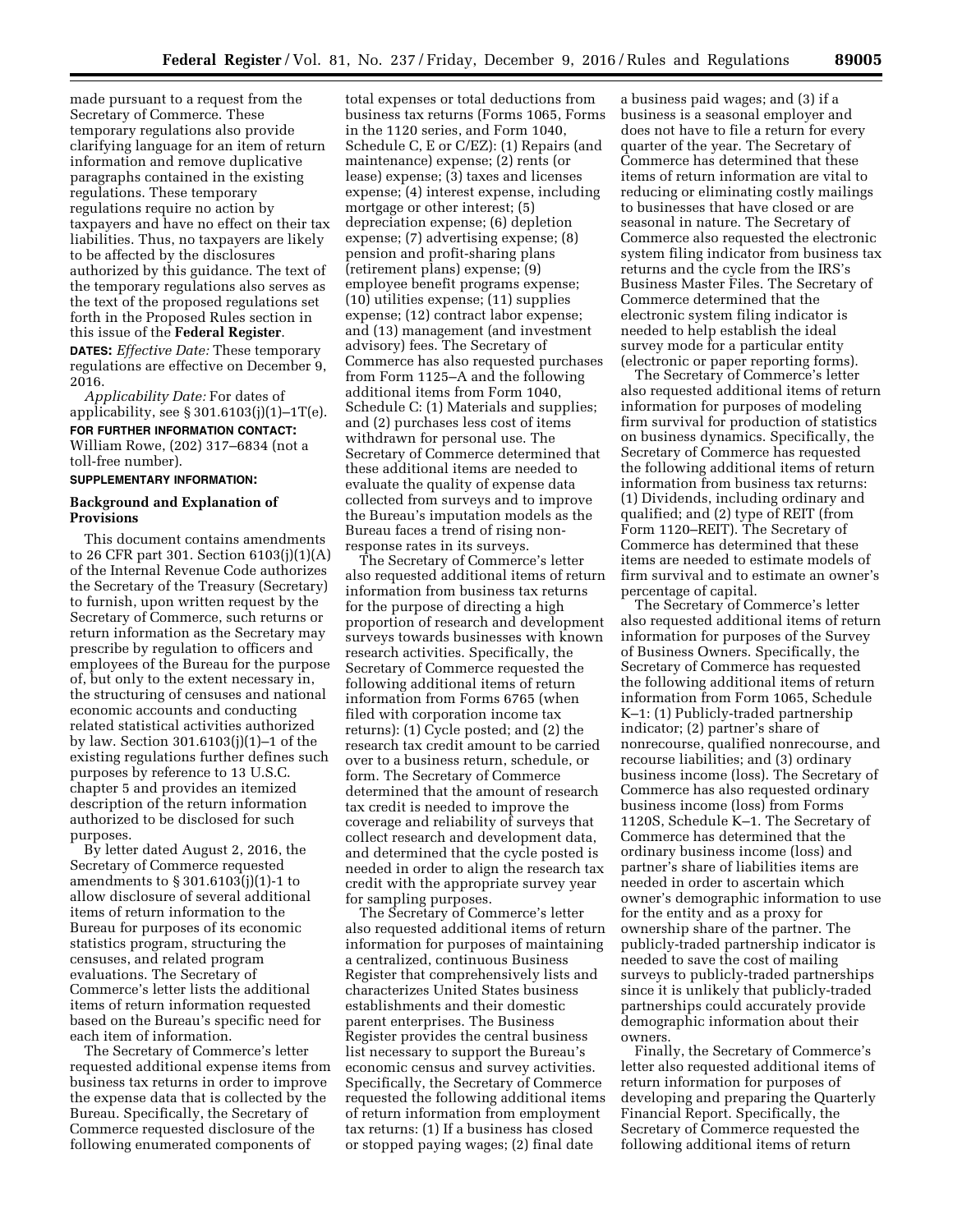made pursuant to a request from the Secretary of Commerce. These temporary regulations also provide clarifying language for an item of return information and remove duplicative paragraphs contained in the existing regulations. These temporary regulations require no action by taxpayers and have no effect on their tax liabilities. Thus, no taxpayers are likely to be affected by the disclosures authorized by this guidance. The text of the temporary regulations also serves as the text of the proposed regulations set forth in the Proposed Rules section in this issue of the **Federal Register**.

**DATES:** *Effective Date:* These temporary regulations are effective on December 9, 2016.

*Applicability Date:* For dates of applicability, see § 301.6103(j)(1)–1T(e).

**FOR FURTHER INFORMATION CONTACT:** William Rowe, (202) 317–6834 (not a toll-free number).

**SUPPLEMENTARY INFORMATION:**

## Background and Explanation of Provisions

This document contains amendments to 26 CFR part 301. Section 6103(j)(1)(A) of the Internal Revenue Code authorizes the Secretary of the Treasury (Secretary) to furnish, upon written request by the Secretary of Commerce, such returns or return information as the Secretary may prescribe by regulation to officers and employees of the Bureau for the purpose of, but only to the extent necessary in, the structuring of censuses and national economic accounts and conducting related statistical activities authorized by law. Section 301.6103(j)(1)–1 of the existing regulations further defines such purposes by reference to 13 U.S.C. chapter 5 and provides an itemized description of the return information authorized to be disclosed for such purposes.

By letter dated August 2, 2016, the Secretary of Commerce requested amendments to § 301.6103(j)(1)-1 to allow disclosure of several additional items of return information to the Bureau for purposes of its economic statistics program, structuring the censuses, and related program evaluations. The Secretary of Commerce's letter lists the additional items of return information requested based on the Bureau's specific need for each item of information.

The Secretary of Commerce's letter requested additional expense items from business tax returns in order to improve the expense data that is collected by the Bureau. Specifically, the Secretary of Commerce requested disclosure of the following enumerated components of total expenses or total deductions from business tax returns (Forms 1065, Forms in the 1120 series, and Form 1040, Schedule C, E or C/EZ): (1) Repairs (and maintenance) expense; (2) rents (or lease) expense; (3) taxes and licenses expense; (4) interest expense, including mortgage or other interest; (5) depreciation expense; (6) depletion expense; (7) advertising expense; (8) pension and profit-sharing plans (retirement plans) expense; (9) employee benefit programs expense; (10) utilities expense; (11) supplies expense; (12) contract labor expense; and (13) management (and investment advisory) fees. The Secretary of Commerce has also requested purchases from Form 1125–A and the following additional items from Form 1040, Schedule C: (1) Materials and supplies; and (2) purchases less cost of items withdrawn for personal use. The Secretary of Commerce determined that these additional items are needed to evaluate the quality of expense data collected from surveys and to improve the Bureau's imputation models as the Bureau faces a trend of rising non-response rates in its surveys.

The Secretary of Commerce's letter also requested additional items of return information from business tax returns for the purpose of directing a high proportion of research and development surveys towards businesses with known research activities. Specifically, the Secretary of Commerce requested the following additional items of return information from Forms 6765 (when filed with corporation income tax returns): (1) Cycle posted; and (2) the research tax credit amount to be carried over to a business return, schedule, or form. The Secretary of Commerce determined that the amount of research tax credit is needed to improve the coverage and reliability of surveys that collect research and development data, and determined that the cycle posted is needed in order to align the research tax credit with the appropriate survey year for sampling purposes.

The Secretary of Commerce's letter also requested additional items of return information for purposes of maintaining a centralized, continuous Business Register that comprehensively lists and characterizes United States business establishments and their domestic parent enterprises. The Business Register provides the central business list necessary to support the Bureau's economic census and survey activities. Specifically, the Secretary of Commerce requested the following additional items of return information from employment tax returns: (1) If a business has closed or stopped paying wages; (2) final date a business paid wages; and (3) if a business is a seasonal employer and does not have to file a return for every quarter of the year. The Secretary of Commerce has determined that these items of return information are vital to reducing or eliminating costly mailings to businesses that have closed or are seasonal in nature. The Secretary of Commerce also requested the electronic system filing indicator from business tax returns and the cycle from the IRS's Business Master Files. The Secretary of Commerce determined that the electronic system filing indicator is needed to help establish the ideal survey mode for a particular entity (electronic or paper reporting forms).

The Secretary of Commerce's letter also requested additional items of return information for purposes of modeling firm survival for production of statistics on business dynamics. Specifically, the Secretary of Commerce has requested the following additional items of return information from business tax returns: (1) Dividends, including ordinary and qualified; and (2) type of REIT (from Form 1120–REIT). The Secretary of Commerce has determined that these items are needed to estimate models of firm survival and to estimate an owner's percentage of capital.

The Secretary of Commerce's letter also requested additional items of return information for purposes of the Survey of Business Owners. Specifically, the Secretary of Commerce has requested the following additional items of return information from Form 1065, Schedule K–1: (1) Publicly-traded partnership indicator; (2) partner's share of nonrecourse, qualified nonrecourse, and recourse liabilities; and (3) ordinary business income (loss). The Secretary of Commerce has also requested ordinary business income (loss) from Forms 1120S, Schedule K–1. The Secretary of Commerce has determined that the ordinary business income (loss) and partner's share of liabilities items are needed in order to ascertain which owner's demographic information to use for the entity and as a proxy for ownership share of the partner. The publicly-traded partnership indicator is needed to save the cost of mailing surveys to publicly-traded partnerships since it is unlikely that publicly-traded partnerships could accurately provide demographic information about their owners.

Finally, the Secretary of Commerce's letter also requested additional items of return information for purposes of developing and preparing the Quarterly Financial Report. Specifically, the Secretary of Commerce requested the following additional items of return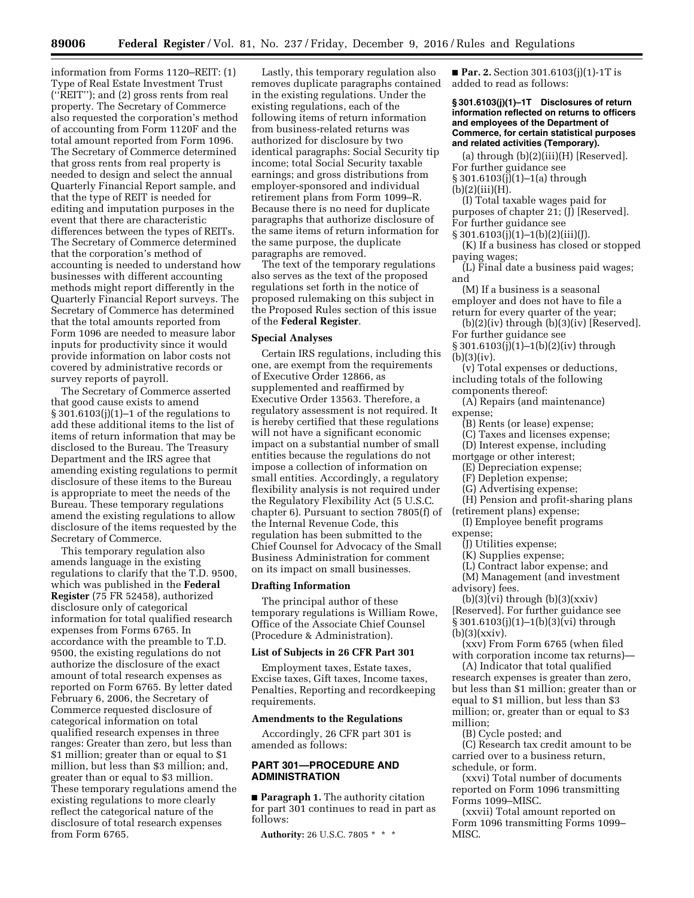information from Forms 1120–REIT: (1) Type of Real Estate Investment Trust (''REIT''); and (2) gross rents from real property. The Secretary of Commerce also requested the corporation's method of accounting from Form 1120F and the total amount reported from Form 1096. The Secretary of Commerce determined that gross rents from real property is needed to design and select the annual Quarterly Financial Report sample, and that the type of REIT is needed for editing and imputation purposes in the event that there are characteristic differences between the types of REITs. The Secretary of Commerce determined that the corporation's method of accounting is needed to understand how businesses with different accounting methods might report differently in the Quarterly Financial Report surveys. The Secretary of Commerce has determined that the total amounts reported from Form 1096 are needed to measure labor inputs for productivity since it would provide information on labor costs not covered by administrative records or survey reports of payroll.

The Secretary of Commerce asserted that good cause exists to amend § 301.6103(j)(1)–1 of the regulations to add these additional items to the list of items of return information that may be disclosed to the Bureau. The Treasury Department and the IRS agree that amending existing regulations to permit disclosure of these items to the Bureau is appropriate to meet the needs of the Bureau. These temporary regulations amend the existing regulations to allow disclosure of the items requested by the Secretary of Commerce.

This temporary regulation also amends language in the existing regulations to clarify that the T.D. 9500, which was published in the **Federal Register** (75 FR 52458), authorized disclosure only of categorical information for total qualified research expenses from Forms 6765. In accordance with the preamble to T.D. 9500, the existing regulations do not authorize the disclosure of the exact amount of total research expenses as reported on Form 6765. By letter dated February 6, 2006, the Secretary of Commerce requested disclosure of categorical information on total qualified research expenses in three ranges: Greater than zero, but less than $1 million; greater than or equal to $1 million, but less than $3 million; and, greater than or equal to $3 million. These temporary regulations amend the existing regulations to more clearly reflect the categorical nature of the disclosure of total research expenses from Form 6765.

Lastly, this temporary regulation also removes duplicate paragraphs contained in the existing regulations. Under the existing regulations, each of the following items of return information from business-related returns was authorized for disclosure by two identical paragraphs: Social Security tip income; total Social Security taxable earnings; and gross distributions from employer-sponsored and individual retirement plans from Form 1099–R. Because there is no need for duplicate paragraphs that authorize disclosure of the same items of return information for the same purpose, the duplicate paragraphs are removed.

The text of the temporary regulations also serves as the text of the proposed regulations set forth in the notice of proposed rulemaking on this subject in the Proposed Rules section of this issue of the **Federal Register**.

## Special Analyses

Certain IRS regulations, including this one, are exempt from the requirements of Executive Order 12866, as supplemented and reaffirmed by Executive Order 13563. Therefore, a regulatory assessment is not required. It is hereby certified that these regulations will not have a significant economic impact on a substantial number of small entities because the regulations do not impose a collection of information on small entities. Accordingly, a regulatory flexibility analysis is not required under the Regulatory Flexibility Act (5 U.S.C. chapter 6). Pursuant to section 7805(f) of the Internal Revenue Code, this regulation has been submitted to the Chief Counsel for Advocacy of the Small Business Administration for comment on its impact on small businesses.

## Drafting Information

The principal author of these temporary regulations is William Rowe, Office of the Associate Chief Counsel (Procedure & Administration).

## List of Subjects in 26 CFR Part 301

Employment taxes, Estate taxes, Excise taxes, Gift taxes, Income taxes, Penalties, Reporting and recordkeeping requirements.

## Amendments to the Regulations

Accordingly, 26 CFR part 301 is amended as follows:

## PART 301—PROCEDURE AND ADMINISTRATION

■ **Paragraph 1.** The authority citation for part 301 continues to read in part as follows:

**Authority:** 26 U.S.C. 7805 * * *

■ **Par. 2.** Section 301.6103(j)(1)-1T is added to read as follows:

### § 301.6103(j)(1)–1T Disclosures of return information reflected on returns to officers and employees of the Department of Commerce, for certain statistical purposes and related activities (Temporary).

(a) through (b)(2)(iii)(H) [Reserved]. For further guidance see § 301.6103(j)(1)–1(a) through (b)(2)(iii)(H).

(I) Total taxable wages paid for purposes of chapter 21; (J) [Reserved]. For further guidance see § 301.6103(j)(1)–1(b)(2)(iii)(J).

(K) If a business has closed or stopped paying wages;

(L) Final date a business paid wages; and

(M) If a business is a seasonal employer and does not have to file a return for every quarter of the year;

(b)(2)(iv) through (b)(3)(iv) [Reserved]. For further guidance see § 301.6103(j)(1)–1(b)(2)(iv) through (b)(3)(iv).

(v) Total expenses or deductions, including totals of the following components thereof:

(A) Repairs (and maintenance) expense;

(B) Rents (or lease) expense;

(C) Taxes and licenses expense;

(D) Interest expense, including mortgage or other interest;

(E) Depreciation expense;

(F) Depletion expense;

(G) Advertising expense;

(H) Pension and profit-sharing plans (retirement plans) expense;

(I) Employee benefit programs expense;

(J) Utilities expense;

(K) Supplies expense;

(L) Contract labor expense; and

(M) Management (and investment advisory) fees.

(b)(3)(vi) through (b)(3)(xxiv) [Reserved]. For further guidance see § 301.6103(j)(1)–1(b)(3)(vi) through (b)(3)(xxiv).

(xxv) From Form 6765 (when filed with corporation income tax returns)—

(A) Indicator that total qualified research expenses is greater than zero, but less than $1 million; greater than or equal to $1 million, but less than $3 million; or, greater than or equal to $3 million;

(B) Cycle posted; and

(C) Research tax credit amount to be carried over to a business return, schedule, or form.

(xxvi) Total number of documents reported on Form 1096 transmitting Forms 1099–MISC.

(xxvii) Total amount reported on Form 1096 transmitting Forms 1099–MISC.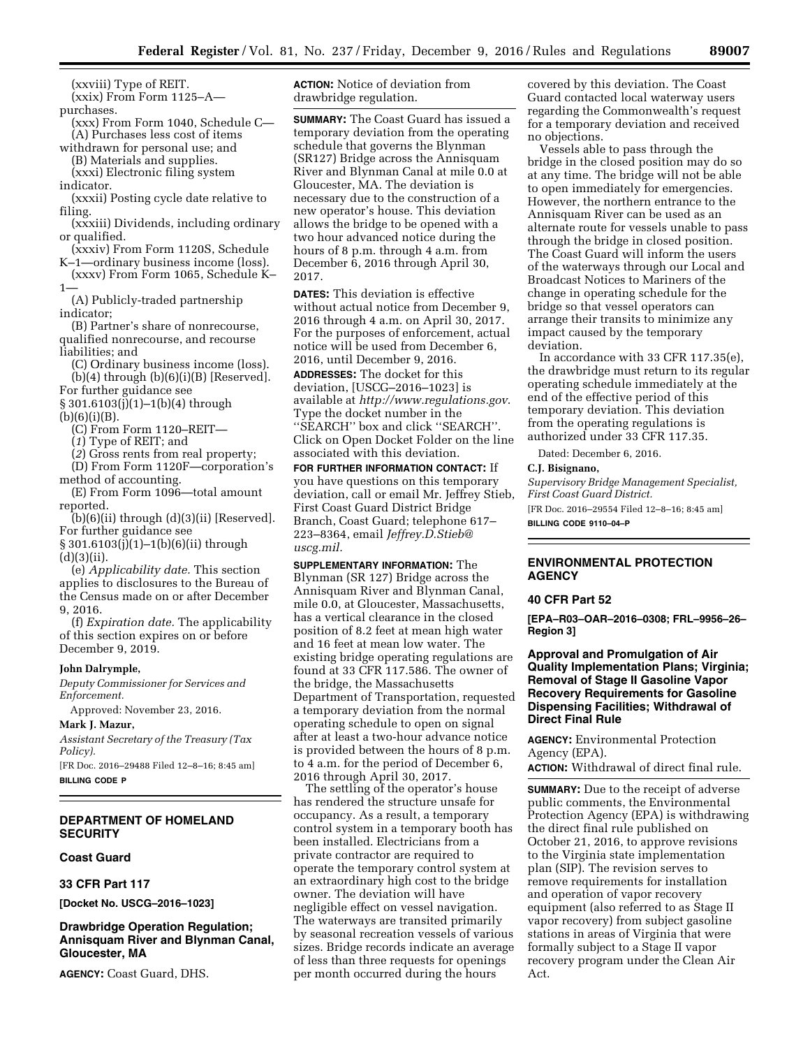(xxviii) Type of REIT.

(xxix) From Form 1125–A—purchases.

(xxx) From Form 1040, Schedule C—

(A) Purchases less cost of items withdrawn for personal use; and

(B) Materials and supplies.

(xxxi) Electronic filing system indicator.

(xxxii) Posting cycle date relative to filing.

(xxxiii) Dividends, including ordinary or qualified.

(xxxiv) From Form 1120S, Schedule K–1—ordinary business income (loss).

(xxxv) From Form 1065, Schedule K–1—

(A) Publicly-traded partnership indicator;

(B) Partner's share of nonrecourse, qualified nonrecourse, and recourse liabilities; and

(C) Ordinary business income (loss).

(b)(4) through (b)(6)(i)(B) [Reserved]. For further guidance see § 301.6103(j)(1)–1(b)(4) through (b)(6)(i)(B).

(C) From Form 1120–REIT—

(*1*) Type of REIT; and

(*2*) Gross rents from real property;

(D) From Form 1120F—corporation's method of accounting.

(E) From Form 1096—total amount reported.

(b)(6)(ii) through (d)(3)(ii) [Reserved]. For further guidance see § 301.6103(j)(1)–1(b)(6)(ii) through (d)(3)(ii).

(e) *Applicability date.* This section applies to disclosures to the Bureau of the Census made on or after December 9, 2016.

(f) *Expiration date.* The applicability of this section expires on or before December 9, 2019.

**John Dalrymple,**

*Deputy Commissioner for Services and Enforcement.*

Approved: November 23, 2016.

**Mark J. Mazur,**

*Assistant Secretary of the Treasury (Tax Policy).*

[FR Doc. 2016–29488 Filed 12–8–16; 8:45 am]

**BILLING CODE P**

## DEPARTMENT OF HOMELAND SECURITY

### Coast Guard

### 33 CFR Part 117

**[Docket No. USCG–2016–1023]**

### Drawbridge Operation Regulation; Annisquam River and Blynman Canal, Gloucester, MA

**AGENCY:** Coast Guard, DHS.

**ACTION:** Notice of deviation from drawbridge regulation.

**SUMMARY:** The Coast Guard has issued a temporary deviation from the operating schedule that governs the Blynman (SR127) Bridge across the Annisquam River and Blynman Canal at mile 0.0 at Gloucester, MA. The deviation is necessary due to the construction of a new operator's house. This deviation allows the bridge to be opened with a two hour advanced notice during the hours of 8 p.m. through 4 a.m. from December 6, 2016 through April 30, 2017.

**DATES:** This deviation is effective without actual notice from December 9, 2016 through 4 a.m. on April 30, 2017. For the purposes of enforcement, actual notice will be used from December 6, 2016, until December 9, 2016.

**ADDRESSES:** The docket for this deviation, [USCG–2016–1023] is available at *http://www.regulations.gov*. Type the docket number in the ''SEARCH'' box and click ''SEARCH''. Click on Open Docket Folder on the line associated with this deviation.

**FOR FURTHER INFORMATION CONTACT:** If you have questions on this temporary deviation, call or email Mr. Jeffrey Stieb, First Coast Guard District Bridge Branch, Coast Guard; telephone 617–223–8364, email *Jeffrey.D.Stieb@uscg.mil.*

**SUPPLEMENTARY INFORMATION:** The Blynman (SR 127) Bridge across the Annisquam River and Blynman Canal, mile 0.0, at Gloucester, Massachusetts, has a vertical clearance in the closed position of 8.2 feet at mean high water and 16 feet at mean low water. The existing bridge operating regulations are found at 33 CFR 117.586. The owner of the bridge, the Massachusetts Department of Transportation, requested a temporary deviation from the normal operating schedule to open on signal after at least a two-hour advance notice is provided between the hours of 8 p.m. to 4 a.m. for the period of December 6, 2016 through April 30, 2017.

The settling of the operator's house has rendered the structure unsafe for occupancy. As a result, a temporary control system in a temporary booth has been installed. Electricians from a private contractor are required to operate the temporary control system at an extraordinary high cost to the bridge owner. The deviation will have negligible effect on vessel navigation. The waterways are transited primarily by seasonal recreation vessels of various sizes. Bridge records indicate an average of less than three requests for openings per month occurred during the hours covered by this deviation. The Coast Guard contacted local waterway users regarding the Commonwealth's request for a temporary deviation and received no objections.

Vessels able to pass through the bridge in the closed position may do so at any time. The bridge will not be able to open immediately for emergencies. However, the northern entrance to the Annisquam River can be used as an alternate route for vessels unable to pass through the bridge in closed position. The Coast Guard will inform the users of the waterways through our Local and Broadcast Notices to Mariners of the change in operating schedule for the bridge so that vessel operators can arrange their transits to minimize any impact caused by the temporary deviation.

In accordance with 33 CFR 117.35(e), the drawbridge must return to its regular operating schedule immediately at the end of the effective period of this temporary deviation. This deviation from the operating regulations is authorized under 33 CFR 117.35.

Dated: December 6, 2016.

**C.J. Bisignano,**

*Supervisory Bridge Management Specialist, First Coast Guard District.*

[FR Doc. 2016–29554 Filed 12–8–16; 8:45 am]

**BILLING CODE 9110–04–P**

## ENVIRONMENTAL PROTECTION AGENCY

### 40 CFR Part 52

**[EPA–R03–OAR–2016–0308; FRL–9956–26–Region 3]**

### Approval and Promulgation of Air Quality Implementation Plans; Virginia; Removal of Stage II Gasoline Vapor Recovery Requirements for Gasoline Dispensing Facilities; Withdrawal of Direct Final Rule

**AGENCY:** Environmental Protection Agency (EPA).

**ACTION:** Withdrawal of direct final rule.

**SUMMARY:** Due to the receipt of adverse public comments, the Environmental Protection Agency (EPA) is withdrawing the direct final rule published on October 21, 2016, to approve revisions to the Virginia state implementation plan (SIP). The revision serves to remove requirements for installation and operation of vapor recovery equipment (also referred to as Stage II vapor recovery) from subject gasoline stations in areas of Virginia that were formally subject to a Stage II vapor recovery program under the Clean Air Act.